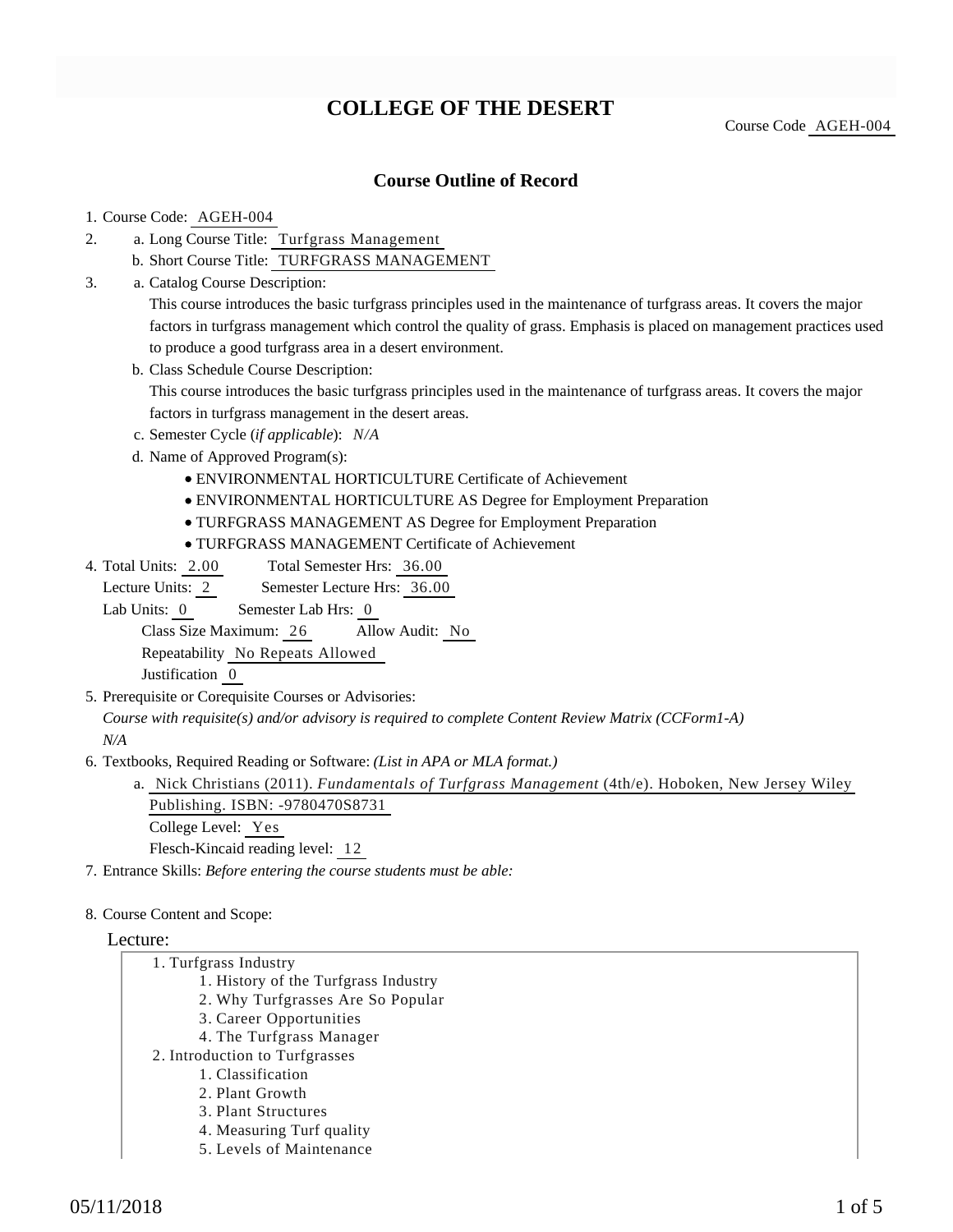# COLLEGE OF THE DESERT

Course Code AGEH-004

## Course Outline of Record

1. Course Code: AGEH-004
2. a. Long Course Title: Turfgrass Management
   b. Short Course Title: TURFGRASS MANAGEMENT
3. a. Catalog Course Description:
   This course introduces the basic turfgrass principles used in the maintenance of turfgrass areas. It covers the major factors in turfgrass management which control the quality of grass. Emphasis is placed on management practices used to produce a good turfgrass area in a desert environment.
   b. Class Schedule Course Description:
   This course introduces the basic turfgrass principles used in the maintenance of turfgrass areas. It covers the major factors in turfgrass management in the desert areas.
   c. Semester Cycle (*if applicable*): *N/A*
   d. Name of Approved Program(s):
      - ENVIRONMENTAL HORTICULTURE Certificate of Achievement
      - ENVIRONMENTAL HORTICULTURE AS Degree for Employment Preparation
      - TURFGRASS MANAGEMENT AS Degree for Employment Preparation
      - TURFGRASS MANAGEMENT Certificate of Achievement
4. Total Units: 2.00 Total Semester Hrs: 36.00
   Lecture Units: 2 Semester Lecture Hrs: 36.00
   Lab Units: 0 Semester Lab Hrs: 0
   Class Size Maximum: 26 Allow Audit: No
   Repeatability No Repeats Allowed
   Justification 0
5. Prerequisite or Corequisite Courses or Advisories:
   *Course with requisite(s) and/or advisory is required to complete Content Review Matrix (CCForm1-A)*
   *N/A*
6. Textbooks, Required Reading or Software: *(List in APA or MLA format.)*
   a. Nick Christians (2011). *Fundamentals of Turfgrass Management* (4th/e). Hoboken, New Jersey Wiley Publishing. ISBN: -9780470S8731
      College Level: Yes
      Flesch-Kincaid reading level: 12
7. Entrance Skills: *Before entering the course students must be able:*
8. Course Content and Scope:

Lecture:

1. Turfgrass Industry
   1. History of the Turfgrass Industry
   2. Why Turfgrasses Are So Popular
   3. Career Opportunities
   4. The Turfgrass Manager
2. Introduction to Turfgrasses
   1. Classification
   2. Plant Growth
   3. Plant Structures
   4. Measuring Turf quality
   5. Levels of Maintenance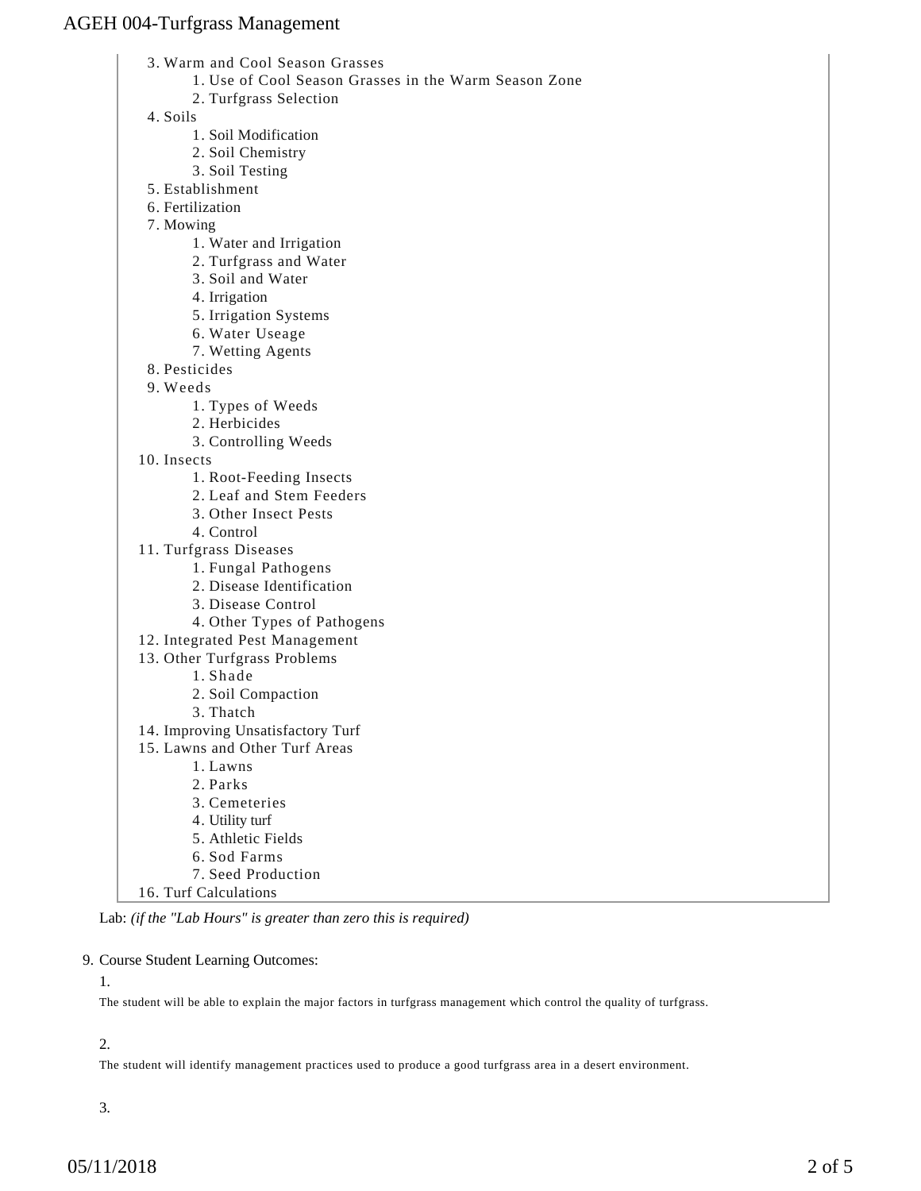3. Warm and Cool Season Grasses
    1. Use of Cool Season Grasses in the Warm Season Zone
    2. Turfgrass Selection
4. Soils
    1. Soil Modification
    2. Soil Chemistry
    3. Soil Testing
5. Establishment
6. Fertilization
7. Mowing
    1. Water and Irrigation
    2. Turfgrass and Water
    3. Soil and Water
    4. Irrigation
    5. Irrigation Systems
    6. Water Useage
    7. Wetting Agents
8. Pesticides
9. Weeds
    1. Types of Weeds
    2. Herbicides
    3. Controlling Weeds
10. Insects
    1. Root-Feeding Insects
    2. Leaf and Stem Feeders
    3. Other Insect Pests
    4. Control
11. Turfgrass Diseases
    1. Fungal Pathogens
    2. Disease Identification
    3. Disease Control
    4. Other Types of Pathogens
12. Integrated Pest Management
13. Other Turfgrass Problems
    1. Shade
    2. Soil Compaction
    3. Thatch
14. Improving Unsatisfactory Turf
15. Lawns and Other Turf Areas
    1. Lawns
    2. Parks
    3. Cemeteries
    4. Utility turf
    5. Athletic Fields
    6. Sod Farms
    7. Seed Production
16. Turf Calculations

Lab: *(if the "Lab Hours" is greater than zero this is required)*

9. Course Student Learning Outcomes:

1.

The student will be able to explain the major factors in turfgrass management which control the quality of turfgrass.

2.

The student will identify management practices used to produce a good turfgrass area in a desert environment.

3.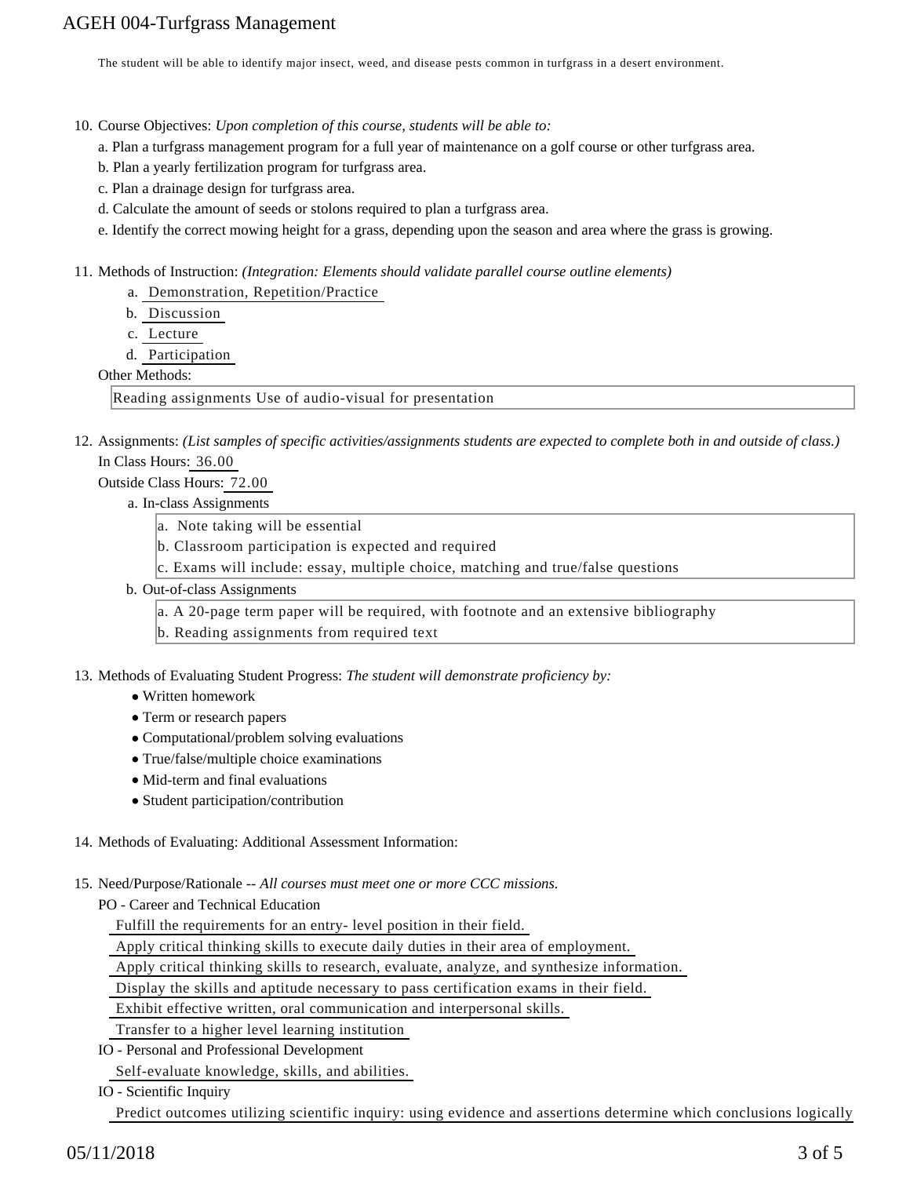The student will be able to identify major insect, weed, and disease pests common in turfgrass in a desert environment.

10. Course Objectives: *Upon completion of this course, students will be able to:*

    a. Plan a turfgrass management program for a full year of maintenance on a golf course or other turfgrass area.

    b. Plan a yearly fertilization program for turfgrass area.

    c. Plan a drainage design for turfgrass area.

    d. Calculate the amount of seeds or stolons required to plan a turfgrass area.

    e. Identify the correct mowing height for a grass, depending upon the season and area where the grass is growing.

11. Methods of Instruction: *(Integration: Elements should validate parallel course outline elements)*

    a. Demonstration, Repetition/Practice

    b. Discussion

    c. Lecture

    d. Participation

    Other Methods:

    Reading assignments Use of audio-visual for presentation

12. Assignments: *(List samples of specific activities/assignments students are expected to complete both in and outside of class.)*

    In Class Hours: 36.00

    Outside Class Hours: 72.00

    a. In-class Assignments

        a. Note taking will be essential
        b. Classroom participation is expected and required
        c. Exams will include: essay, multiple choice, matching and true/false questions

    b. Out-of-class Assignments

        a. A 20-page term paper will be required, with footnote and an extensive bibliography
        b. Reading assignments from required text

13. Methods of Evaluating Student Progress: *The student will demonstrate proficiency by:*

    - Written homework
    - Term or research papers
    - Computational/problem solving evaluations
    - True/false/multiple choice examinations
    - Mid-term and final evaluations
    - Student participation/contribution

14. Methods of Evaluating: Additional Assessment Information:

15. Need/Purpose/Rationale -- *All courses must meet one or more CCC missions.*

    PO - Career and Technical Education

    Fulfill the requirements for an entry- level position in their field.

    Apply critical thinking skills to execute daily duties in their area of employment.

    Apply critical thinking skills to research, evaluate, analyze, and synthesize information.

    Display the skills and aptitude necessary to pass certification exams in their field.

    Exhibit effective written, oral communication and interpersonal skills.

    Transfer to a higher level learning institution

    IO - Personal and Professional Development

    Self-evaluate knowledge, skills, and abilities.

    IO - Scientific Inquiry

    Predict outcomes utilizing scientific inquiry: using evidence and assertions determine which conclusions logically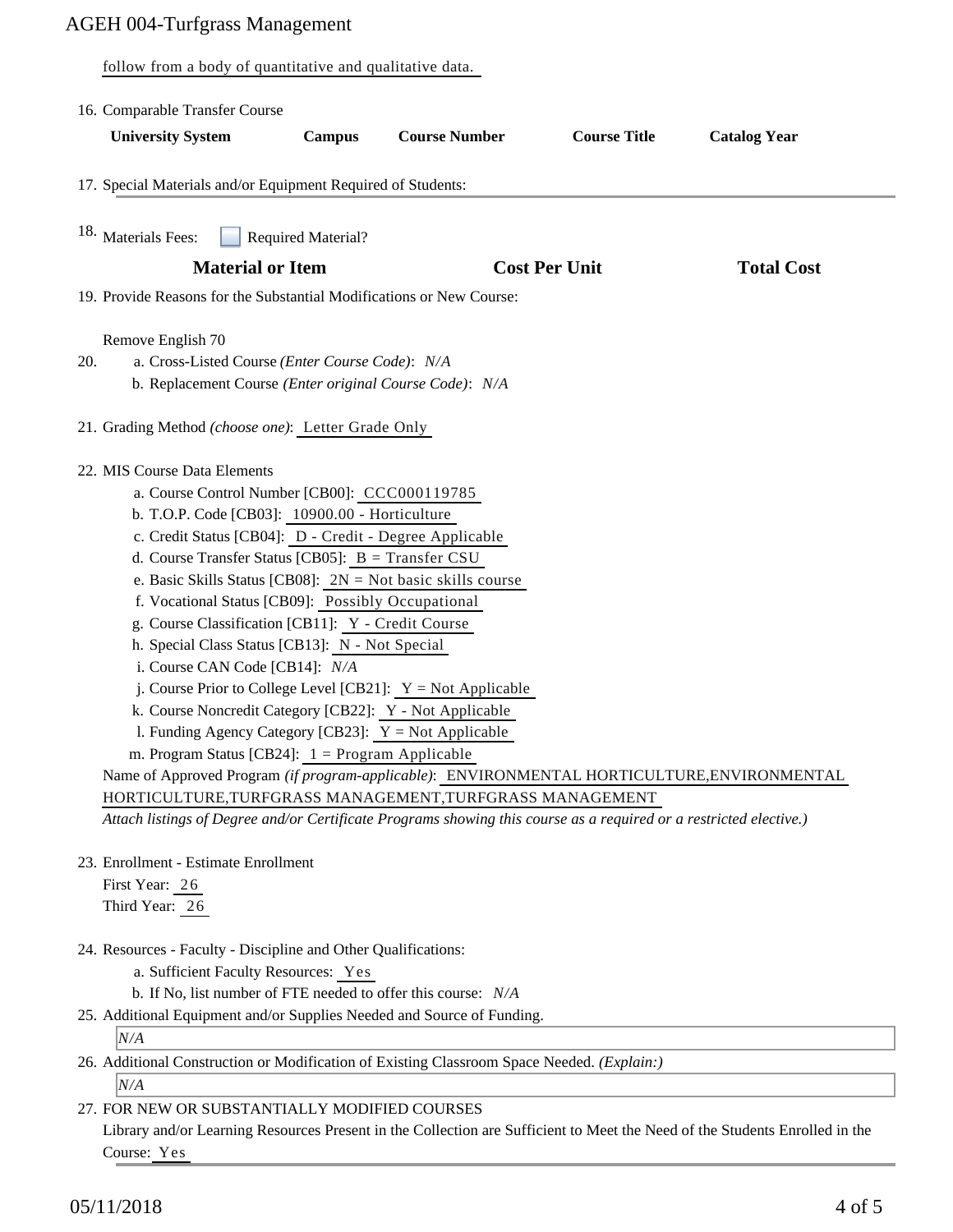follow from a body of quantitative and qualitative data.

16. Comparable Transfer Course

| University System | Campus | Course Number | Course Title | Catalog Year |
|---|---|---|---|---|

17. Special Materials and/or Equipment Required of Students:

18. Materials Fees: ☐ Required Material?

| Material or Item | Cost Per Unit | Total Cost |
|---|---|---|

19. Provide Reasons for the Substantial Modifications or New Course:

    Remove English 70

20. a. Cross-Listed Course *(Enter Course Code)*: *N/A*
    b. Replacement Course *(Enter original Course Code)*: *N/A*

21. Grading Method *(choose one)*: Letter Grade Only

22. MIS Course Data Elements
    a. Course Control Number [CB00]: CCC000119785
    b. T.O.P. Code [CB03]: 10900.00 - Horticulture
    c. Credit Status [CB04]: D - Credit - Degree Applicable
    d. Course Transfer Status [CB05]: B = Transfer CSU
    e. Basic Skills Status [CB08]: 2N = Not basic skills course
    f. Vocational Status [CB09]: Possibly Occupational
    g. Course Classification [CB11]: Y - Credit Course
    h. Special Class Status [CB13]: N - Not Special
    i. Course CAN Code [CB14]: *N/A*
    j. Course Prior to College Level [CB21]: Y = Not Applicable
    k. Course Noncredit Category [CB22]: Y - Not Applicable
    l. Funding Agency Category [CB23]: Y = Not Applicable
    m. Program Status [CB24]: 1 = Program Applicable

    Name of Approved Program *(if program-applicable)*: ENVIRONMENTAL HORTICULTURE,ENVIRONMENTAL HORTICULTURE,TURFGRASS MANAGEMENT,TURFGRASS MANAGEMENT
    *Attach listings of Degree and/or Certificate Programs showing this course as a required or a restricted elective.)*

23. Enrollment - Estimate Enrollment
    First Year: 26
    Third Year: 26

24. Resources - Faculty - Discipline and Other Qualifications:
    a. Sufficient Faculty Resources: Yes
    b. If No, list number of FTE needed to offer this course: *N/A*

25. Additional Equipment and/or Supplies Needed and Source of Funding.
    *N/A*

26. Additional Construction or Modification of Existing Classroom Space Needed. *(Explain:)*
    *N/A*

27. FOR NEW OR SUBSTANTIALLY MODIFIED COURSES
    Library and/or Learning Resources Present in the Collection are Sufficient to Meet the Need of the Students Enrolled in the Course: Yes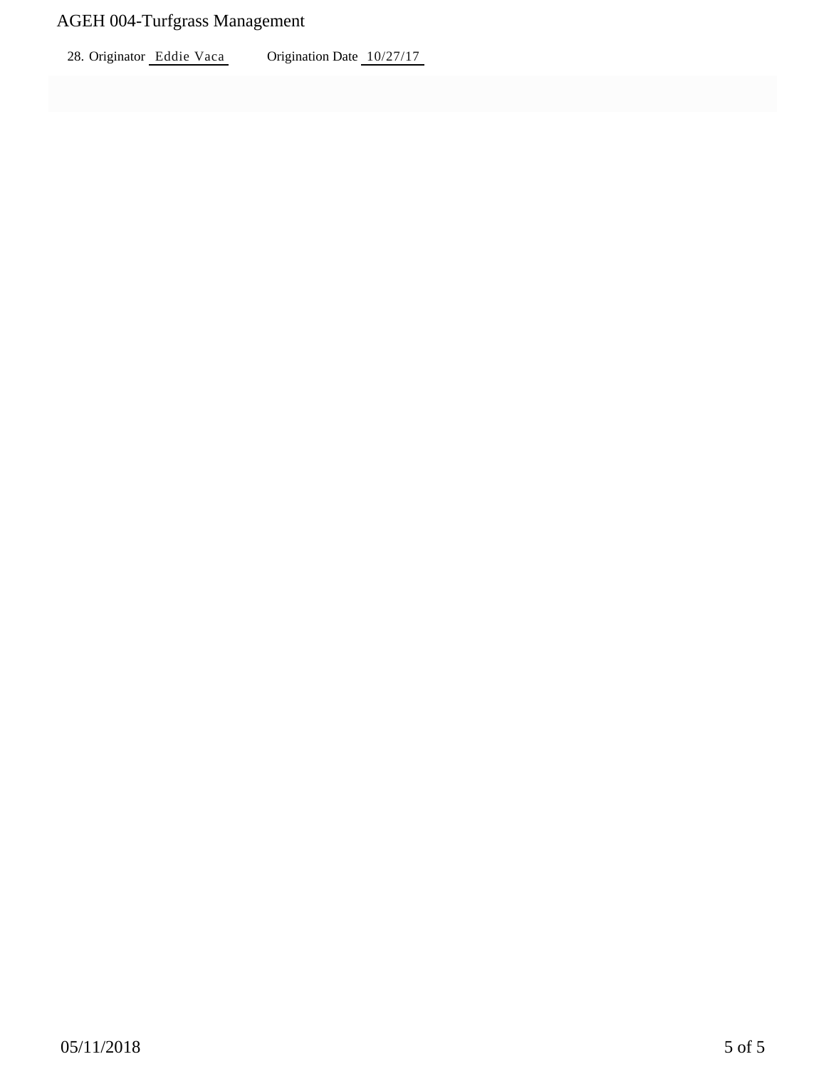28. Originator Eddie Vaca Origination Date 10/27/17